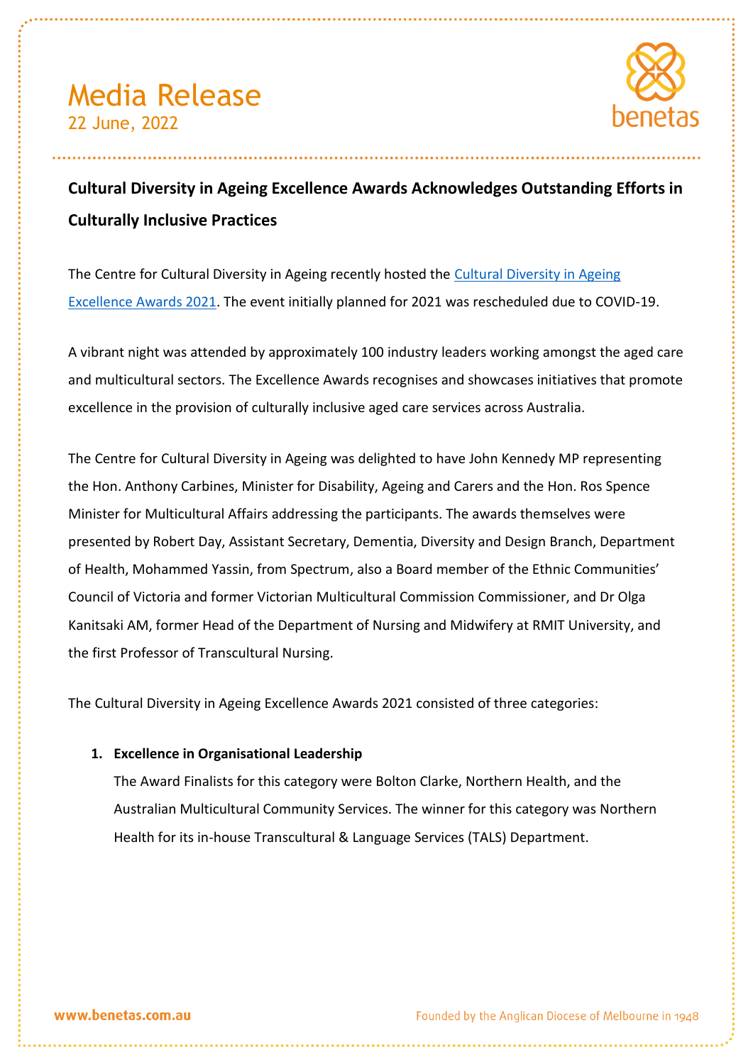# Media Release

22 June, 2022

## Cultural Diversity in Ageing Excellence Awards Acknowledges Outstanding Efforts in Culturally Inclusive Practices

The Centre for Cultural Diversity in Ageing recently hosted the [Cultural Diversity in Ageing Excellence Awards 2021](). The event initially planned for 2021 was rescheduled due to COVID-19.

A vibrant night was attended by approximately 100 industry leaders working amongst the aged care and multicultural sectors. The Excellence Awards recognises and showcases initiatives that promote excellence in the provision of culturally inclusive aged care services across Australia.

The Centre for Cultural Diversity in Ageing was delighted to have John Kennedy MP representing the Hon. Anthony Carbines, Minister for Disability, Ageing and Carers and the Hon. Ros Spence Minister for Multicultural Affairs addressing the participants. The awards themselves were presented by Robert Day, Assistant Secretary, Dementia, Diversity and Design Branch, Department of Health, Mohammed Yassin, from Spectrum, also a Board member of the Ethnic Communities' Council of Victoria and former Victorian Multicultural Commission Commissioner, and Dr Olga Kanitsaki AM, former Head of the Department of Nursing and Midwifery at RMIT University, and the first Professor of Transcultural Nursing.

The Cultural Diversity in Ageing Excellence Awards 2021 consisted of three categories:

1. **Excellence in Organisational Leadership**
   The Award Finalists for this category were Bolton Clarke, Northern Health, and the Australian Multicultural Community Services. The winner for this category was Northern Health for its in-house Transcultural & Language Services (TALS) Department.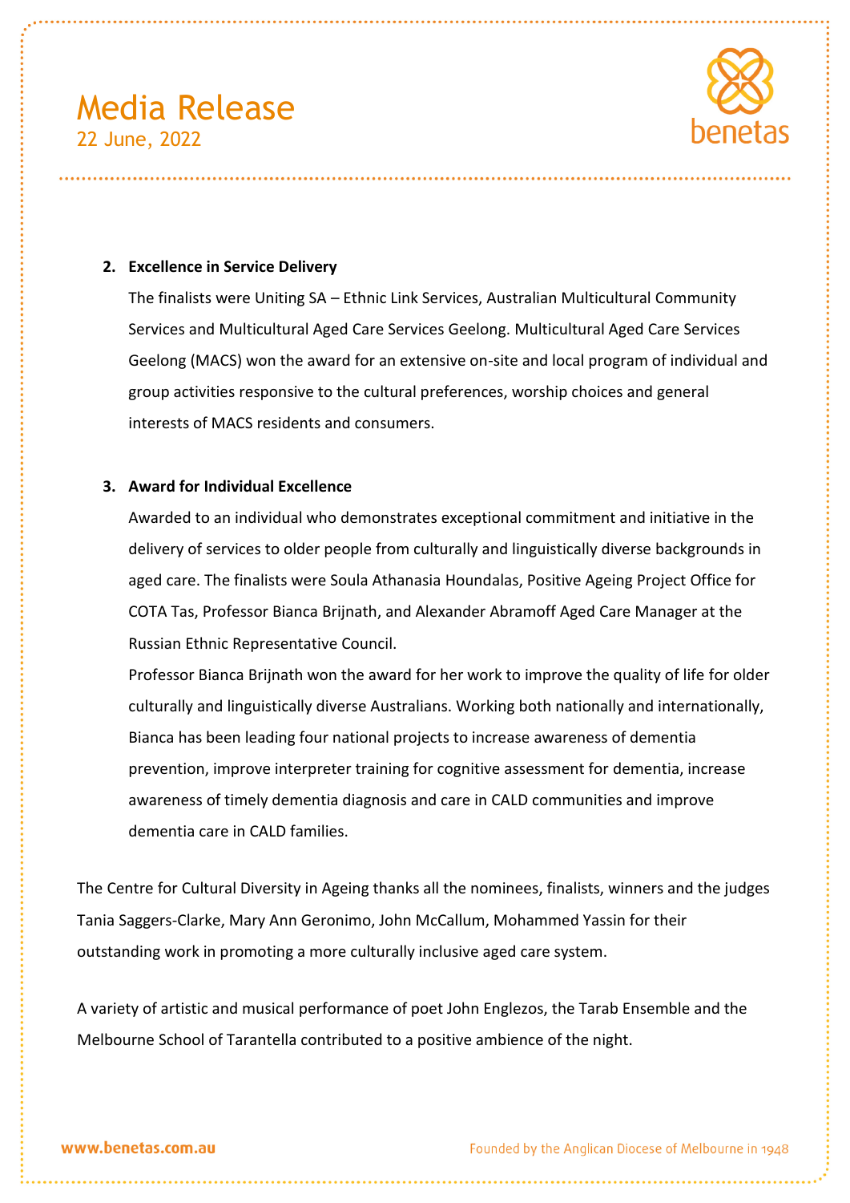2. **Excellence in Service Delivery**

   The finalists were Uniting SA – Ethnic Link Services, Australian Multicultural Community Services and Multicultural Aged Care Services Geelong. Multicultural Aged Care Services Geelong (MACS) won the award for an extensive on-site and local program of individual and group activities responsive to the cultural preferences, worship choices and general interests of MACS residents and consumers.

3. **Award for Individual Excellence**

   Awarded to an individual who demonstrates exceptional commitment and initiative in the delivery of services to older people from culturally and linguistically diverse backgrounds in aged care. The finalists were Soula Athanasia Houndalas, Positive Ageing Project Office for COTA Tas, Professor Bianca Brijnath, and Alexander Abramoff Aged Care Manager at the Russian Ethnic Representative Council.

   Professor Bianca Brijnath won the award for her work to improve the quality of life for older culturally and linguistically diverse Australians. Working both nationally and internationally, Bianca has been leading four national projects to increase awareness of dementia prevention, improve interpreter training for cognitive assessment for dementia, increase awareness of timely dementia diagnosis and care in CALD communities and improve dementia care in CALD families.

The Centre for Cultural Diversity in Ageing thanks all the nominees, finalists, winners and the judges Tania Saggers-Clarke, Mary Ann Geronimo, John McCallum, Mohammed Yassin for their outstanding work in promoting a more culturally inclusive aged care system.

A variety of artistic and musical performance of poet John Englezos, the Tarab Ensemble and the Melbourne School of Tarantella contributed to a positive ambience of the night.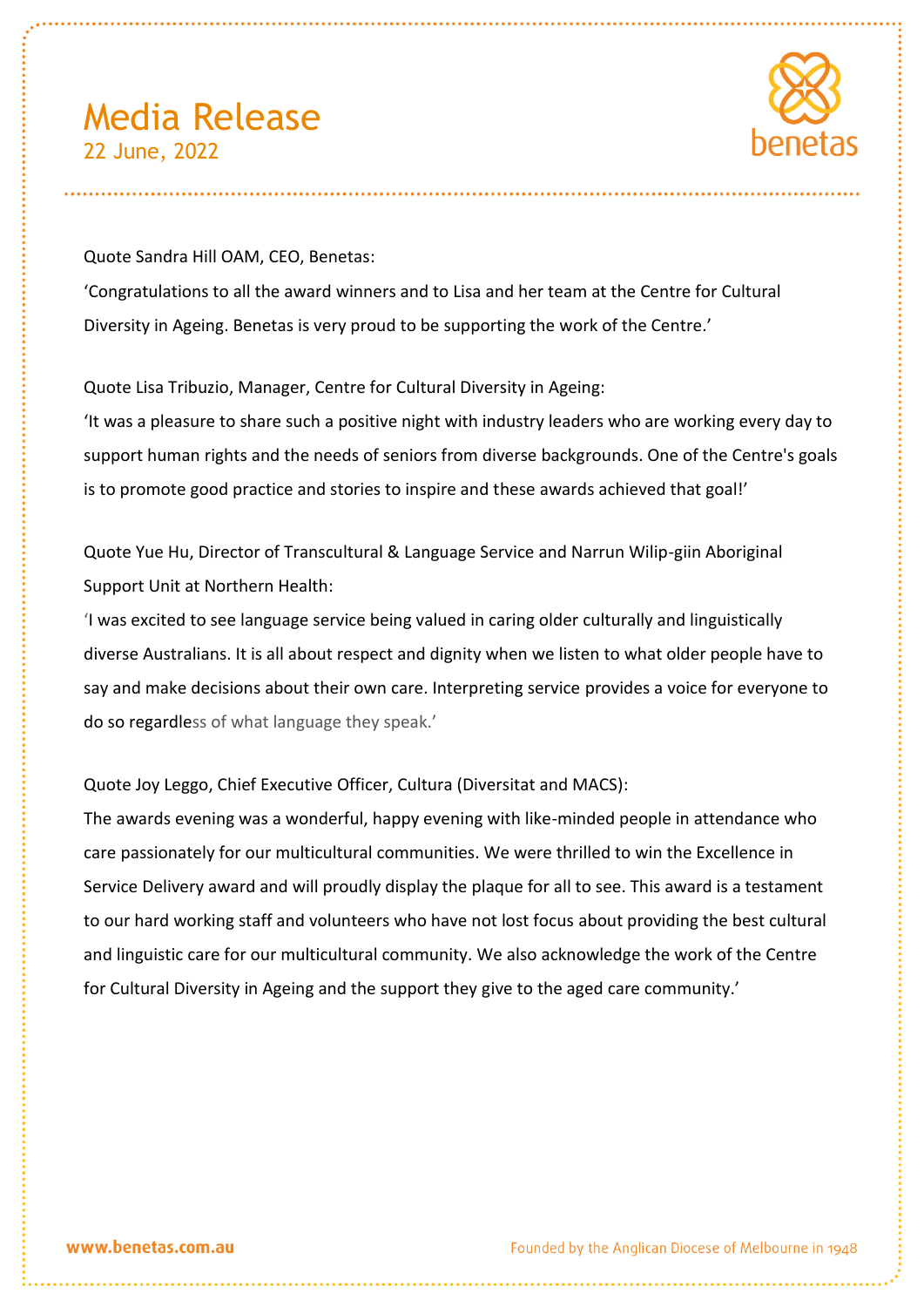# Media Release

22 June, 2022

Quote Sandra Hill OAM, CEO, Benetas:

‘Congratulations to all the award winners and to Lisa and her team at the Centre for Cultural Diversity in Ageing. Benetas is very proud to be supporting the work of the Centre.’

Quote Lisa Tribuzio, Manager, Centre for Cultural Diversity in Ageing:

‘It was a pleasure to share such a positive night with industry leaders who are working every day to support human rights and the needs of seniors from diverse backgrounds. One of the Centre's goals is to promote good practice and stories to inspire and these awards achieved that goal!’

Quote Yue Hu, Director of Transcultural & Language Service and Narrun Wilip-giin Aboriginal Support Unit at Northern Health:

‘I was excited to see language service being valued in caring older culturally and linguistically diverse Australians. It is all about respect and dignity when we listen to what older people have to say and make decisions about their own care. Interpreting service provides a voice for everyone to do so regardless of what language they speak.’

Quote Joy Leggo, Chief Executive Officer, Cultura (Diversitat and MACS):

The awards evening was a wonderful, happy evening with like-minded people in attendance who care passionately for our multicultural communities. We were thrilled to win the Excellence in Service Delivery award and will proudly display the plaque for all to see. This award is a testament to our hard working staff and volunteers who have not lost focus about providing the best cultural and linguistic care for our multicultural community. We also acknowledge the work of the Centre for Cultural Diversity in Ageing and the support they give to the aged care community.’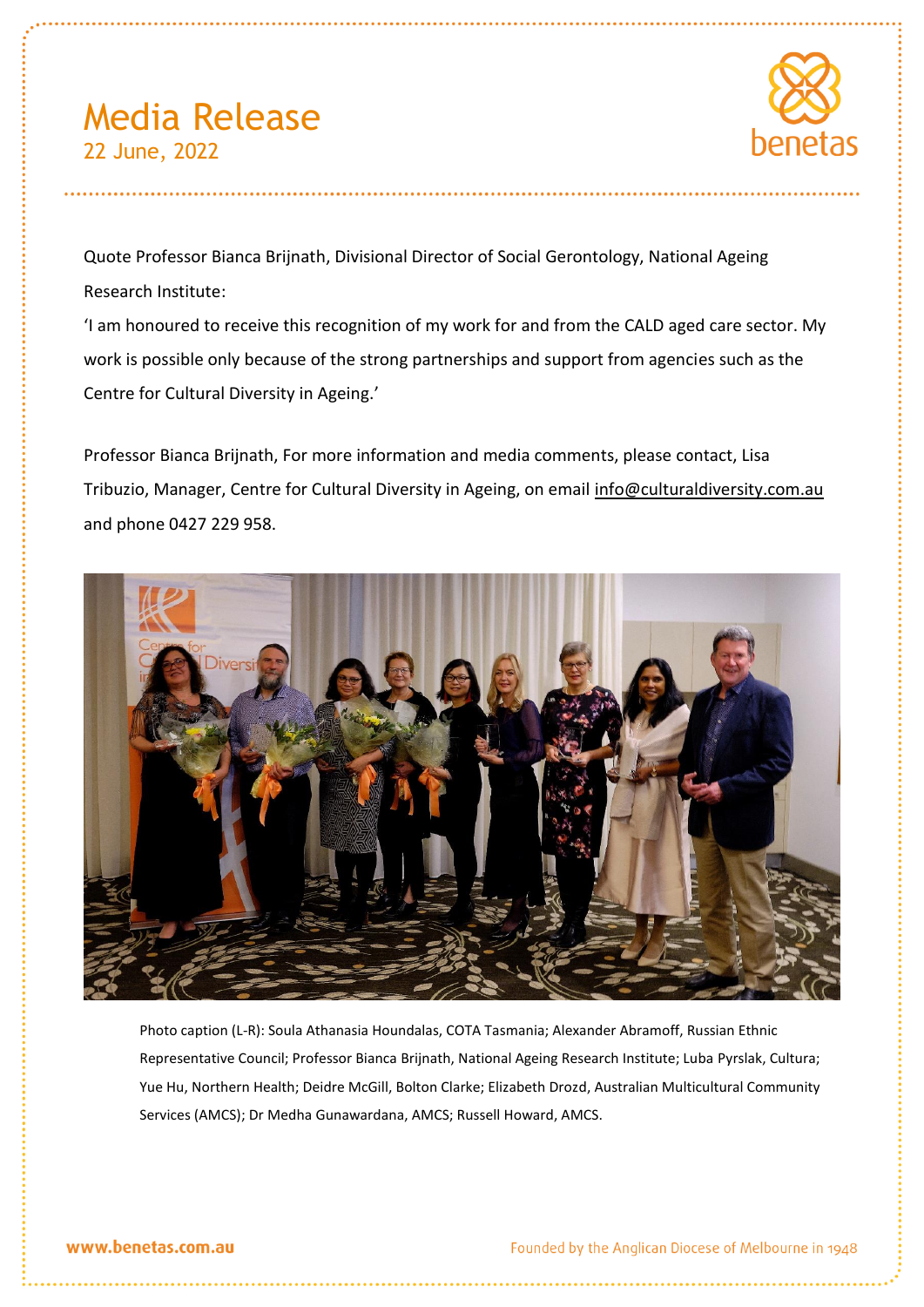# Media Release

22 June, 2022

Quote Professor Bianca Brijnath, Divisional Director of Social Gerontology, National Ageing Research Institute:

'I am honoured to receive this recognition of my work for and from the CALD aged care sector. My work is possible only because of the strong partnerships and support from agencies such as the Centre for Cultural Diversity in Ageing.'

Professor Bianca Brijnath, For more information and media comments, please contact, Lisa Tribuzio, Manager, Centre for Cultural Diversity in Ageing, on email info@culturaldiversity.com.au and phone 0427 229 958.

Photo caption (L-R): Soula Athanasia Houndalas, COTA Tasmania; Alexander Abramoff, Russian Ethnic Representative Council; Professor Bianca Brijnath, National Ageing Research Institute; Luba Pyrslak, Cultura; Yue Hu, Northern Health; Deidre McGill, Bolton Clarke; Elizabeth Drozd, Australian Multicultural Community Services (AMCS); Dr Medha Gunawardana, AMCS; Russell Howard, AMCS.